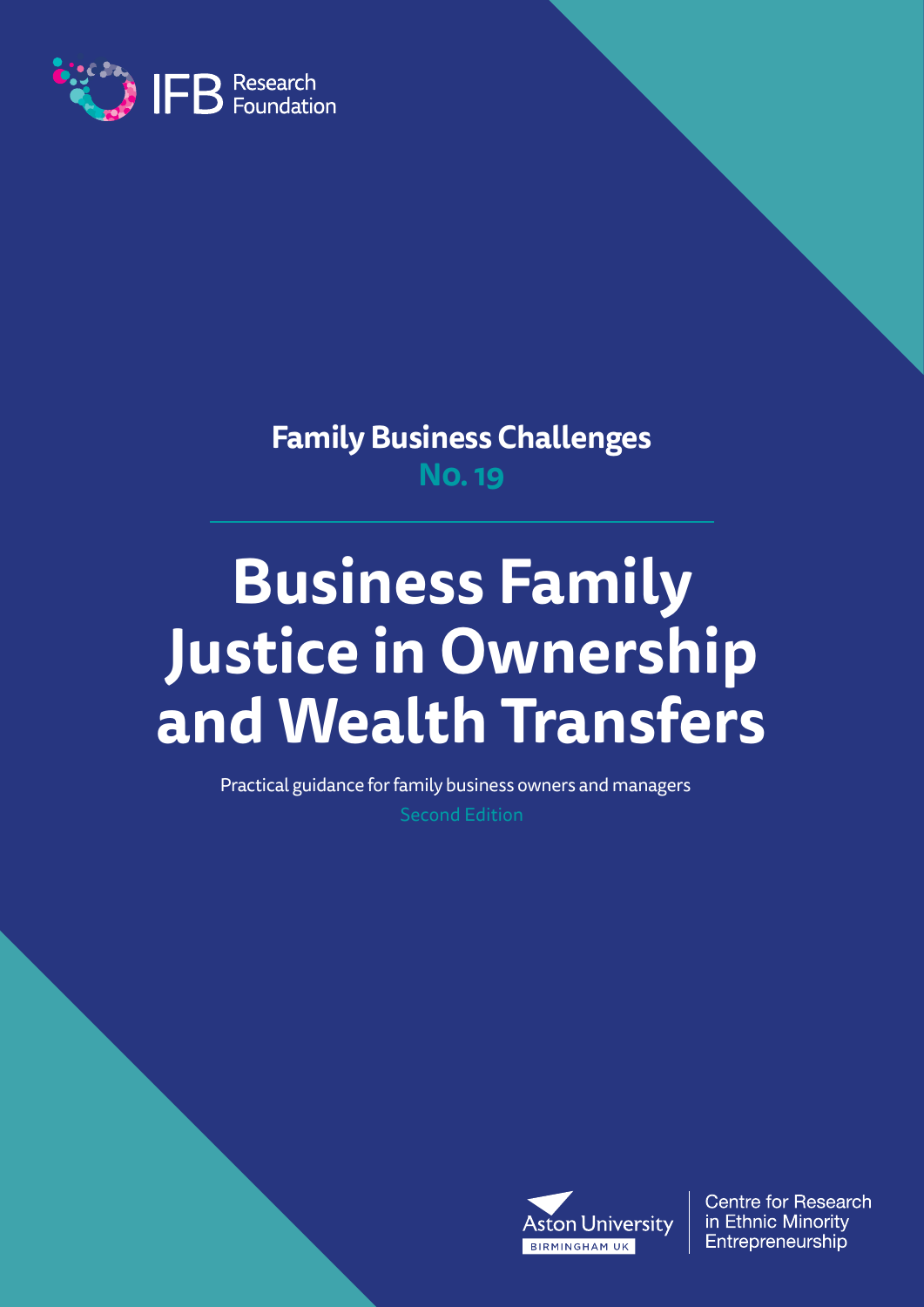IFB Research Foundation

Family Business Challenges

**No. 19**

# Business Family Justice in Ownership and Wealth Transfers

Practical guidance for family business owners and managers

Second Edition

Aston University BIRMINGHAM UK

Centre for Research in Ethnic Minority Entrepreneurship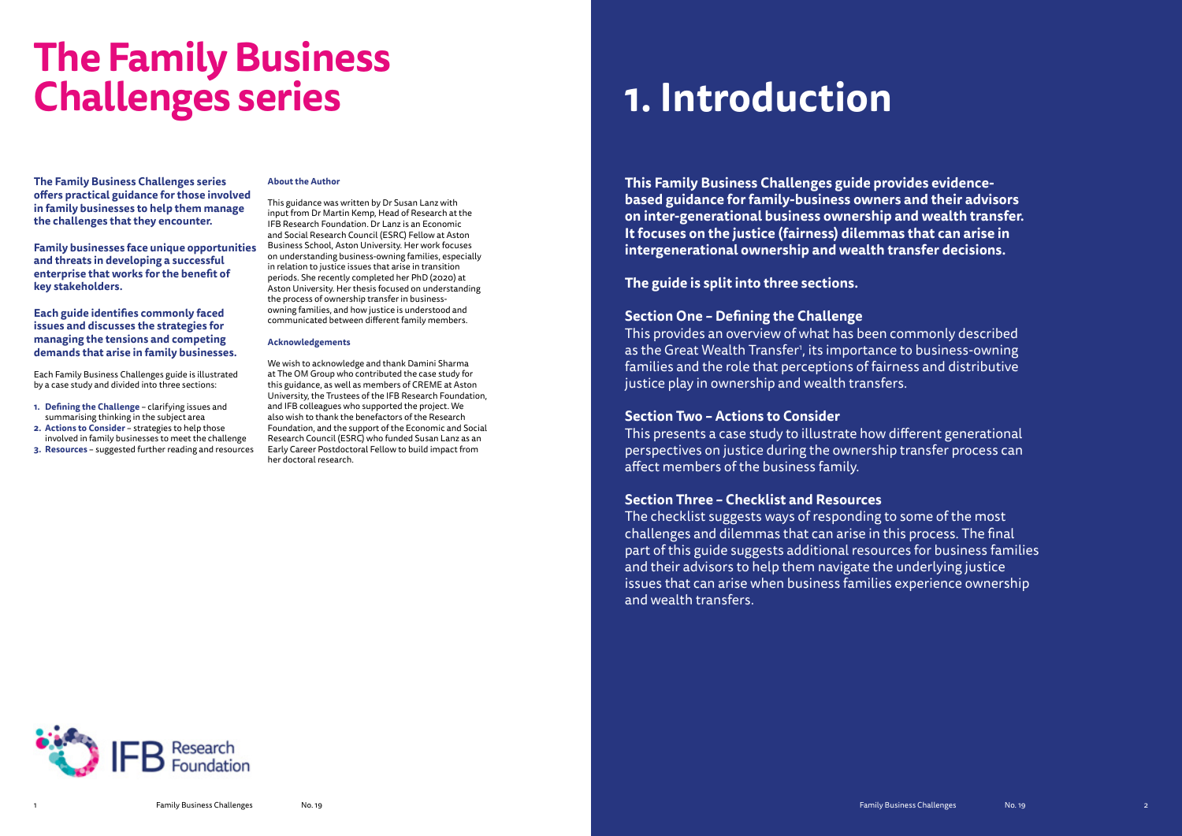# The Family Business Challenges series

**The Family Business Challenges series offers practical guidance for those involved in family businesses to help them manage the challenges that they encounter.**

**Family businesses face unique opportunities and threats in developing a successful enterprise that works for the benefit of key stakeholders.**

**Each guide identifies commonly faced issues and discusses the strategies for managing the tensions and competing demands that arise in family businesses.**

Each Family Business Challenges guide is illustrated by a case study and divided into three sections:

1. **Defining the Challenge** – clarifying issues and summarising thinking in the subject area
2. **Actions to Consider** – strategies to help those involved in family businesses to meet the challenge
3. **Resources** – suggested further reading and resources

**About the Author**

This guidance was written by Dr Susan Lanz with input from Dr Martin Kemp, Head of Research at the IFB Research Foundation. Dr Lanz is an Economic and Social Research Council (ESRC) Fellow at Aston Business School, Aston University. Her work focuses on understanding business-owning families, especially in relation to justice issues that arise in transition periods. She recently completed her PhD (2020) at Aston University. Her thesis focused on understanding the process of ownership transfer in business-owning families, and how justice is understood and communicated between different family members.

**Acknowledgements**

We wish to acknowledge and thank Damini Sharma at The OM Group who contributed the case study for this guidance, as well as members of CREME at Aston University, the Trustees of the IFB Research Foundation, and IFB colleagues who supported the project. We also wish to thank the benefactors of the Research Foundation, and the support of the Economic and Social Research Council (ESRC) who funded Susan Lanz as an Early Career Postdoctoral Fellow to build impact from her doctoral research.

IFB Research Foundation

# 1. Introduction

**This Family Business Challenges guide provides evidence-based guidance for family-business owners and their advisors on inter-generational business ownership and wealth transfer. It focuses on the justice (fairness) dilemmas that can arise in intergenerational ownership and wealth transfer decisions.**

**The guide is split into three sections.**

### Section One – Defining the Challenge

This provides an overview of what has been commonly described as the Great Wealth Transfer[1], its importance to business-owning families and the role that perceptions of fairness and distributive justice play in ownership and wealth transfers.

### Section Two – Actions to Consider

This presents a case study to illustrate how different generational perspectives on justice during the ownership transfer process can affect members of the business family.

### Section Three – Checklist and Resources

The checklist suggests ways of responding to some of the most challenges and dilemmas that can arise in this process. The final part of this guide suggests additional resources for business families and their advisors to help them navigate the underlying justice issues that can arise when business families experience ownership and wealth transfers.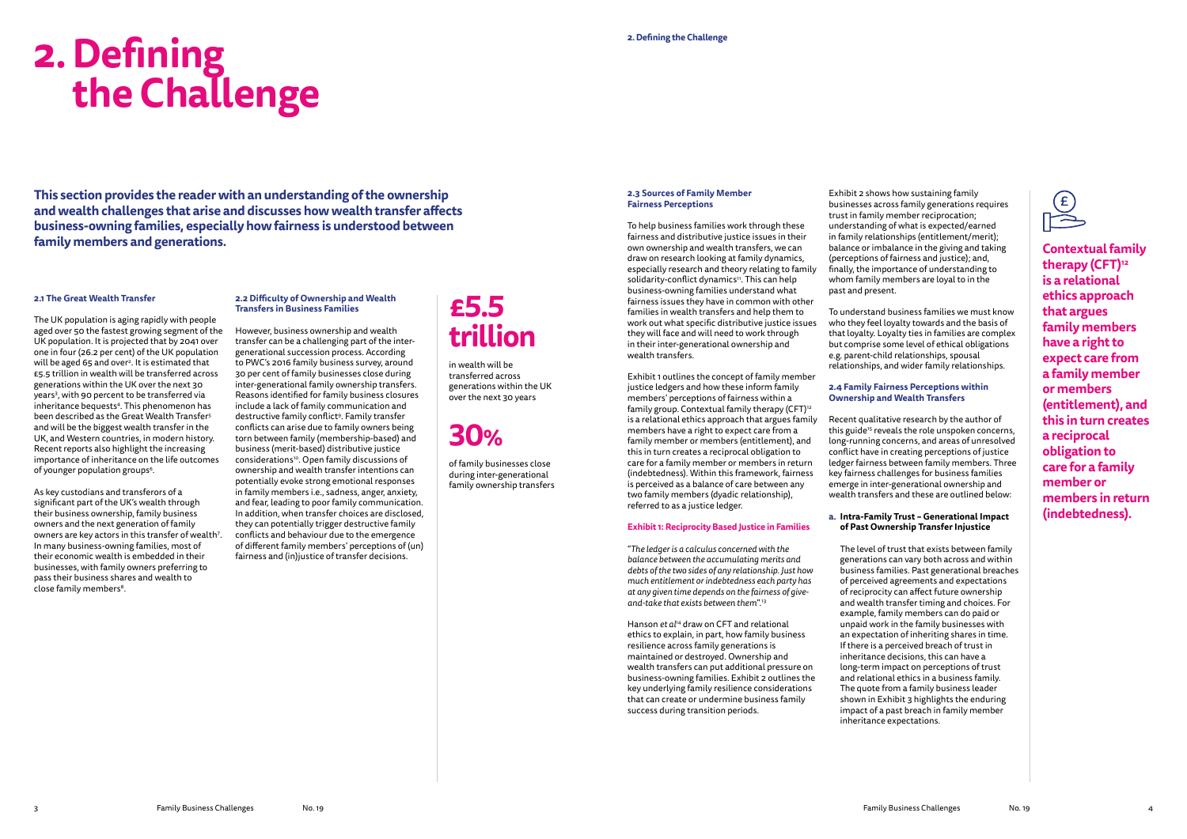# 2. Defining the Challenge

**This section provides the reader with an understanding of the ownership and wealth challenges that arise and discusses how wealth transfer affects business-owning families, especially how fairness is understood between family members and generations.**

### 2.1 The Great Wealth Transfer

The UK population is aging rapidly with people aged over 50 the fastest growing segment of the UK population. It is projected that by 2041 over one in four (26.2 per cent) of the UK population will be aged 65 and over[2]. It is estimated that £5.5 trillion in wealth will be transferred across generations within the UK over the next 30 years[3], with 90 percent to be transferred via inheritance bequests[4]. This phenomenon has been described as the Great Wealth Transfer[5] and will be the biggest wealth transfer in the UK, and Western countries, in modern history. Recent reports also highlight the increasing importance of inheritance on the life outcomes of younger population groups[6].

As key custodians and transferors of a significant part of the UK's wealth through their business ownership, family business owners and the next generation of family owners are key actors in this transfer of wealth[7]. In many business-owning families, most of their economic wealth is embedded in their businesses, with family owners preferring to pass their business shares and wealth to close family members[8].

### 2.2 Difficulty of Ownership and Wealth Transfers in Business Families

However, business ownership and wealth transfer can be a challenging part of the inter-generational succession process. According to PWC's 2016 family business survey, around 30 per cent of family businesses close during inter-generational family ownership transfers. Reasons identified for family business closures include a lack of family communication and destructive family conflict[9]. Family transfer conflicts can arise due to family owners being torn between family (membership-based) and business (merit-based) distributive justice considerations[10]. Open family discussions of ownership and wealth transfer intentions can potentially evoke strong emotional responses in family members i.e., sadness, anger, anxiety, and fear, leading to poor family communication. In addition, when transfer choices are disclosed, they can potentially trigger destructive family conflicts and behaviour due to the emergence of different family members' perceptions of (un) fairness and (in)justice of transfer decisions.

**£5.5 trillion**

in wealth will be transferred across generations within the UK over the next 30 years

**30%**

of family businesses close during inter-generational family ownership transfers

### 2.3 Sources of Family Member Fairness Perceptions

To help business families work through these fairness and distributive justice issues in their own ownership and wealth transfers, we can draw on research looking at family dynamics, especially research and theory relating to family solidarity-conflict dynamics[11]. This can help business-owning families understand what fairness issues they have in common with other families in wealth transfers and help them to work out what specific distributive justice issues they will face and will need to work through in their inter-generational ownership and wealth transfers.

Exhibit 1 outlines the concept of family member justice ledgers and how these inform family members' perceptions of fairness within a family group. Contextual family therapy (CFT)[12] is a relational ethics approach that argues family members have a right to expect care from a family member or members (entitlement), and this in turn creates a reciprocal obligation to care for a family member or members in return (indebtedness). Within this framework, fairness is perceived as a balance of care between any two family members (dyadic relationship), referred to as a justice ledger.

#### Exhibit 1: Reciprocity Based Justice in Families

*"The ledger is a calculus concerned with the balance between the accumulating merits and debts of the two sides of any relationship. Just how much entitlement or indebtedness each party has at any given time depends on the fairness of give-and-take that exists between them".*[13]

Hanson *et al*[14] draw on CFT and relational ethics to explain, in part, how family business resilience across family generations is maintained or destroyed. Ownership and wealth transfers can put additional pressure on business-owning families. Exhibit 2 outlines the key underlying family resilience considerations that can create or undermine business family success during transition periods.

Exhibit 2 shows how sustaining family businesses across family generations requires trust in family member reciprocation; understanding of what is expected/earned in family relationships (entitlement/merit); balance or imbalance in the giving and taking (perceptions of fairness and justice); and, finally, the importance of understanding to whom family members are loyal to in the past and present.

To understand business families we must know who they feel loyalty towards and the basis of that loyalty. Loyalty ties in families are complex but comprise some level of ethical obligations e.g. parent-child relationships, spousal relationships, and wider family relationships.

### 2.4 Family Fairness Perceptions within Ownership and Wealth Transfers

Recent qualitative research by the author of this guide[15] reveals the role unspoken concerns, long-running concerns, and areas of unresolved conflict have in creating perceptions of justice ledger fairness between family members. Three key fairness challenges for business families emerge in inter-generational ownership and wealth transfers and these are outlined below:

**a. Intra-Family Trust – Generational Impact of Past Ownership Transfer Injustice**

The level of trust that exists between family generations can vary both across and within business families. Past generational breaches of perceived agreements and expectations of reciprocity can affect future ownership and wealth transfer timing and choices. For example, family members can do paid or unpaid work in the family businesses with an expectation of inheriting shares in time. If there is a perceived breach of trust in inheritance decisions, this can have a long-term impact on perceptions of trust and relational ethics in a business family. The quote from a family business leader shown in Exhibit 3 highlights the enduring impact of a past breach in family member inheritance expectations.

**Contextual family therapy (CFT)[12] is a relational ethics approach that argues family members have a right to expect care from a family member or members (entitlement), and this in turn creates a reciprocal obligation to care for a family member or members in return (indebtedness).**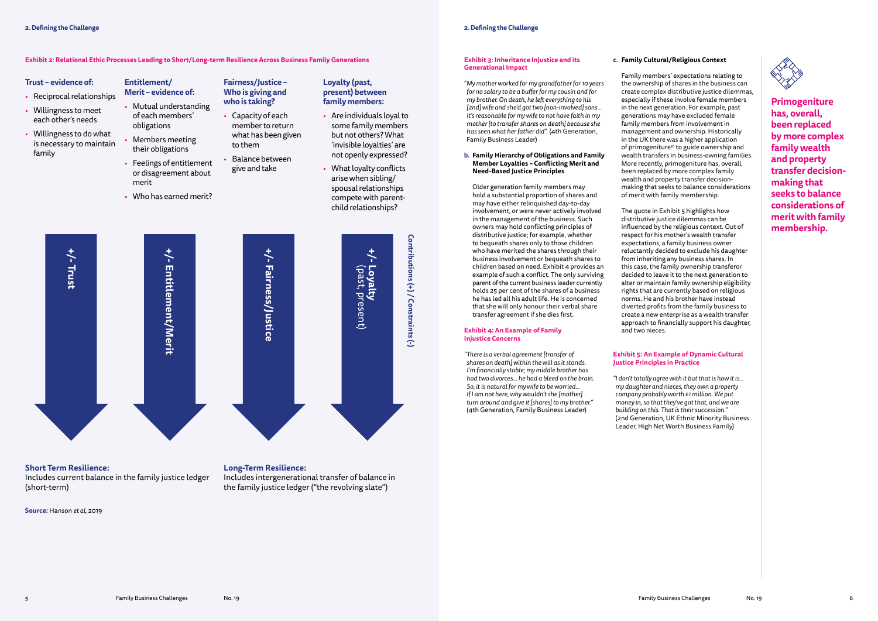## Exhibit 2: Relational Ethic Processes Leading to Short/Long-term Resilience Across Business Family Generations

**Trust – evidence of:**

- Reciprocal relationships
- Willingness to meet each other's needs
- Willingness to do what is necessary to maintain family

**Entitlement/ Merit – evidence of:**

- Mutual understanding of each members' obligations
- Members meeting their obligations
- Feelings of entitlement or disagreement about merit
- Who has earned merit?

**Fairness/Justice – Who is giving and who is taking?**

- Capacity of each member to return what has been given to them
- Balance between give and take

**Loyalty (past, present) between family members:**

- Are individuals loyal to some family members but not others? What 'invisible loyalties' are not openly expressed?
- What loyalty conflicts arise when sibling/ spousal relationships compete with parent-child relationships?

**+/- Trust** | **+/- Entitlement/Merit** | **+/- Fairness/Justice** | **+/- Loyalty** (past, present)

**Contributions (+) / Constraints (-)**

**Short Term Resilience:**
Includes current balance in the family justice ledger (short-term)

**Long-Term Resilience:**
Includes intergenerational transfer of balance in the family justice ledger ("the revolving slate")

**Source:** Hanson *et al*, 2019

### Exhibit 3: Inheritance Injustice and its Generational Impact

"*My mother worked for my grandfather for 10 years for no salary to be a buffer for my cousin and for my brother. On death, he left everything to his [2nd] wife and she'd got two [non-involved] sons... It's reasonable for my wife to not have faith in my mother [to transfer shares on death] because she has seen what her father did*". (4th Generation, Family Business Leader)

**b. Family Hierarchy of Obligations and Family Member Loyalties – Conflicting Merit and Need-Based Justice Principles**

Older generation family members may hold a substantial proportion of shares and may have either relinquished day-to-day involvement, or were never actively involved in the management of the business. Such owners may hold conflicting principles of distributive justice; for example, whether to bequeath shares only to those children who have merited the shares through their business involvement or bequeath shares to children based on need. Exhibit 4 provides an example of such a conflict. The only surviving parent of the current business leader currently holds 25 per cent of the shares of a business he has led all his adult life. He is concerned that she will only honour their verbal share transfer agreement if she dies first.

### Exhibit 4: An Example of Family Injustice Concerns

*"There is a verbal agreement [transfer of shares on death] within the will as it stands. I'm financially stable; my middle brother has had two divorces... he had a bleed on the brain. So, it is natural for my wife to be worried... If I am not here, why wouldn't she [mother] turn around and give it [shares] to my brother."* (4th Generation, Family Business Leader)

**c. Family Cultural/Religious Context**

Family members' expectations relating to the ownership of shares in the business can create complex distributive justice dilemmas, especially if these involve female members in the next generation. For example, past generations may have excluded female family members from involvement in management and ownership. Historically in the UK there was a higher application of primogeniture[16] to guide ownership and wealth transfers in business-owning families. More recently, primogeniture has, overall, been replaced by more complex family wealth and property transfer decision-making that seeks to balance considerations of merit with family membership.

The quote in Exhibit 5 highlights how distributive justice dilemmas can be influenced by the religious context. Out of respect for his mother's wealth transfer expectations, a family business owner reluctantly decided to exclude his daughter from inheriting any business shares. In this case, the family ownership transferor decided to leave it to the next generation to alter or maintain family ownership eligibility rights that are currently based on religious norms. He and his brother have instead diverted profits from the family business to create a new enterprise as a wealth transfer approach to financially support his daughter, and two nieces.

### Exhibit 5: An Example of Dynamic Cultural Justice Principles in Practice

*"I don't totally agree with it but that is how it is... my daughter and nieces, they own a property company probably worth £1 million. We put money in, so that they've got that, and we are building on this. That is their succession."* (2nd Generation, UK Ethnic Minority Business Leader, High Net Worth Business Family)

**Primogeniture has, overall, been replaced by more complex family wealth and property transfer decision-making that seeks to balance considerations of merit with family membership.**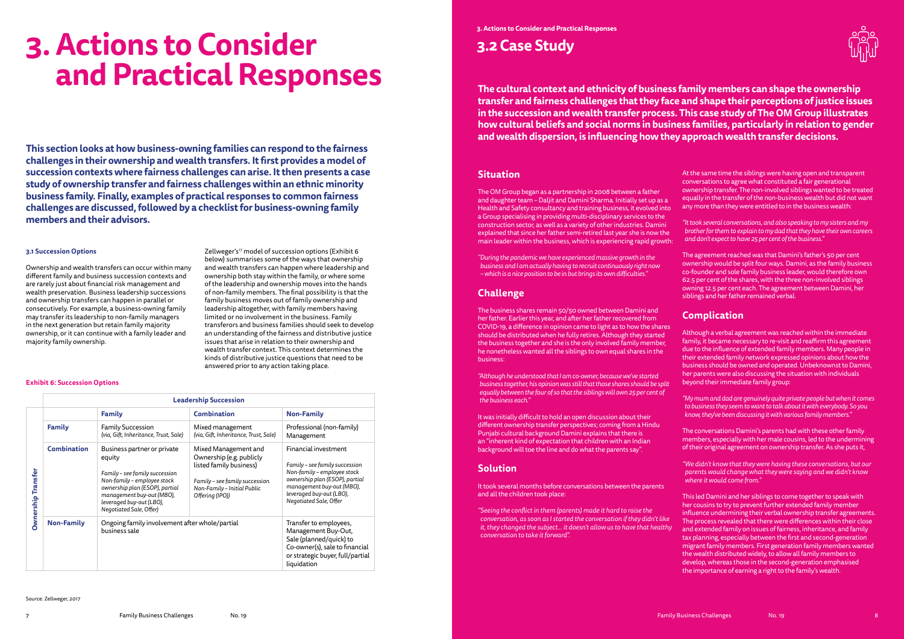# 3. Actions to Consider and Practical Responses

**This section looks at how business-owning families can respond to the fairness challenges in their ownership and wealth transfers. It first provides a model of succession contexts where fairness challenges can arise. It then presents a case study of ownership transfer and fairness challenges within an ethnic minority business family. Finally, examples of practical responses to common fairness challenges are discussed, followed by a checklist for business-owning family members and their advisors.**

### 3.1 Succession Options

Ownership and wealth transfers can occur within many different family and business succession contexts and are rarely just about financial risk management and wealth preservation. Business leadership successions and ownership transfers can happen in parallel or consecutively. For example, a business-owning family may transfer its leadership to non-family managers in the next generation but retain family majority ownership, or it can continue with a family leader and majority family ownership.

Zellweger's[17] model of succession options (Exhibit 6 below) summarises some of the ways that ownership and wealth transfers can happen where leadership and ownership both stay within the family, or where some of the leadership and ownership moves into the hands of non-family members. The final possibility is that the family business moves out of family ownership and leadership altogether, with family members having limited or no involvement in the business. Family transferors and business families should seek to develop an understanding of the fairness and distributive justice issues that arise in relation to their ownership and wealth transfer context. This context determines the kinds of distributive justice questions that need to be answered prior to any action taking place.

**Exhibit 6: Succession Options**

| | | Leadership Succession | | |
|---|---|---|---|---|
| | | **Family** | **Combination** | **Non-Family** |
| **Ownership Transfer** | **Family** | Family Succession *(via, Gift, Inheritance, Trust, Sale)* | Mixed management *(via, Gift, Inheritance, Trust, Sale)* | Professional (non-family) Management |
| | **Combination** | Business partner or private equity<br><br>*Family – see family succession*<br>*Non-family – employee stock ownership plan (ESOP), partial management buy-out (MBO), leveraged buy-out (LBO), Negotiated Sale, Offer)* | Mixed Management and Ownership (e.g. publicly listed family business)<br><br>*Family – see family succession*<br>*Non-Family – Initial Public Offering (IPO))* | Financial investment<br><br>*Family – see family succession*<br>*Non-family – employee stock ownership plan (ESOP), partial management buy-out (MBO), leveraged buy-out (LBO), Negotiated Sale, Offer* |
| | **Non-Family** | Ongoing family involvement after whole/partial business sale | | Transfer to employees, Management Buy-Out, Sale (planned/quick) to Co-owner(s), sale to financial or strategic buyer, full/partial liquidation |

Source: Zellweger, 2017

## 3.2 Case Study

**The cultural context and ethnicity of business family members can shape the ownership transfer and fairness challenges that they face and shape their perceptions of justice issues in the succession and wealth transfer process. This case study of The OM Group illustrates how cultural beliefs and social norms in business families, particularly in relation to gender and wealth dispersion, is influencing how they approach wealth transfer decisions.**

### Situation

The OM Group began as a partnership in 2008 between a father and daughter team – Daljit and Damini Sharma. Initially set up as a Health and Safety consultancy and training business, it evolved into a Group specialising in providing multi-disciplinary services to the construction sector, as well as a variety of other industries. Damini explained that since her father semi-retired last year she is now the main leader within the business, which is experiencing rapid growth:

*"During the pandemic we have experienced massive growth in the business and I am actually having to recruit continuously right now – which is a nice position to be in but brings its own difficulties."*

### Challenge

The business shares remain 50/50 owned between Damini and her father. Earlier this year, and after her father recovered from COVID-19, a difference in opinion came to light as to how the shares should be distributed when he fully retires. Although they started the business together and she is the only involved family member, he nonetheless wanted all the siblings to own equal shares in the business:

*"Although he understood that I am co-owner, because we've started business together, his opinion was still that those shares should be split equally between the four of so that the siblings will own 25 per cent of the business each."*

It was initially difficult to hold an open discussion about their different ownership transfer perspectives; coming from a Hindu Punjabi cultural background Damini explains that there is an "inherent kind of expectation that children with an Indian background will toe the line and do what the parents say".

### Solution

It took several months before conversations between the parents and all the children took place:

*"Seeing the conflict in them (parents) made it hard to raise the conversation, as soon as I started the conversation if they didn't like it, they changed the subject… it doesn't allow us to have that healthy conversation to take it forward".*

At the same time the siblings were having open and transparent conversations to agree what constituted a fair generational ownership transfer. The non-involved siblings wanted to be treated equally in the transfer of the non-business wealth but did not want any more than they were entitled to in the business wealth:

*"It took several conversations, and also speaking to my sisters and my brother for them to explain to my dad that they have their own careers and don't expect to have 25 per cent of the business."*

The agreement reached was that Damini's father's 50 per cent ownership would be split four ways. Damini, as the family business co-founder and sole family business leader, would therefore own 62.5 per cent of the shares, with the three non-involved siblings owning 12.5 per cent each. The agreement between Damini, her siblings and her father remained verbal.

### Complication

Although a verbal agreement was reached within the immediate family, it became necessary to re-visit and reaffirm this agreement due to the influence of extended family members. Many people in their extended family network expressed opinions about how the business should be owned and operated. Unbeknownst to Damini, her parents were also discussing the situation with individuals beyond their immediate family group:

*"My mum and dad are genuinely quite private people but when it comes to business they seem to want to talk about it with everybody. So you know, they've been discussing it with various family members."*

The conversations Damini's parents had with these other family members, especially with her male cousins, led to the undermining of their original agreement on ownership transfer. As she puts it,

*"We didn't know that they were having these conversations, but our parents would change what they were saying and we didn't know where it would come from."*

This led Damini and her siblings to come together to speak with her cousins to try to prevent further extended family member influence undermining their verbal ownership transfer agreements. The process revealed that there were differences within their close and extended family on issues of fairness, inheritance, and family tax planning, especially between the first and second-generation migrant family members. First generation family members wanted the wealth distributed widely, to allow all family members to develop, whereas those in the second-generation emphasised the importance of earning a right to the family's wealth.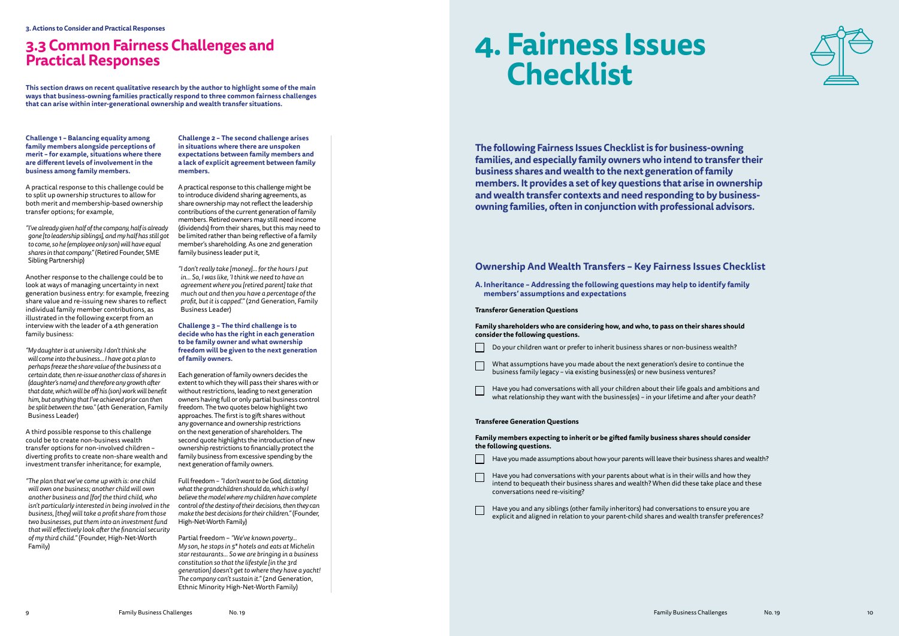## 3.3 Common Fairness Challenges and Practical Responses

**This section draws on recent qualitative research by the author to highlight some of the main ways that business-owning families practically respond to three common fairness challenges that can arise within inter-generational ownership and wealth transfer situations.**

**Challenge 1 – Balancing equality among family members alongside perceptions of merit – for example, situations where there are different levels of involvement in the business among family members.**

A practical response to this challenge could be to split up ownership structures to allow for both merit and membership-based ownership transfer options; for example,

*"I've already given half of the company, half is already gone [to leadership siblings], and my half has still got to come, so he (employee only son) will have equal shares in that company."* (Retired Founder, SME Sibling Partnership)

Another response to the challenge could be to look at ways of managing uncertainty in next generation business entry: for example, freezing share value and re-issuing new shares to reflect individual family member contributions, as illustrated in the following excerpt from an interview with the leader of a 4th generation family business:

*"My daughter is at university. I don't think she will come into the business… I have got a plan to perhaps freeze the share value of the business at a certain date, then re-issue another class of shares in (daughter's name) and therefore any growth after that date, which will be off his (son) work will benefit him, but anything that I've achieved prior can then be split between the two."* (4th Generation, Family Business Leader)

A third possible response to this challenge could be to create non-business wealth transfer options for non-involved children – diverting profits to create non-share wealth and investment transfer inheritance; for example,

*"The plan that we've come up with is: one child will own one business; another child will own another business and [for] the third child, who isn't particularly interested in being involved in the business, [they] will take a profit share from those two businesses, put them into an investment fund that will effectively look after the financial security of my third child."* (Founder, High-Net-Worth Family)

**Challenge 2 – The second challenge arises in situations where there are unspoken expectations between family members and a lack of explicit agreement between family members.**

A practical response to this challenge might be to introduce dividend sharing agreements, as share ownership may not reflect the leadership contributions of the current generation of family members. Retired owners may still need income (dividends) from their shares, but this may need to be limited rather than being reflective of a family member's shareholding. As one 2nd generation family business leader put it,

*"I don't really take [money]… for the hours I put in… So, I was like, 'I think we need to have an agreement where you [retired parent] take that much out and then you have a percentage of the profit, but it is capped'."* (2nd Generation, Family Business Leader)

**Challenge 3 – The third challenge is to decide who has the right in each generation to be family owner and what ownership freedom will be given to the next generation of family owners.**

Each generation of family owners decides the extent to which they will pass their shares with or without restrictions, leading to next generation owners having full or only partial business control freedom. The two quotes below highlight two approaches. The first is to gift shares without any governance and ownership restrictions on the next generation of shareholders. The second quote highlights the introduction of new ownership restrictions to financially protect the family business from excessive spending by the next generation of family owners.

Full freedom – *"I don't want to be God, dictating what the grandchildren should do, which is why I believe the model where my children have complete control of the destiny of their decisions, then they can make the best decisions for their children."* (Founder, High-Net-Worth Family)

Partial freedom – *"We've known poverty… My son, he stops in 5\* hotels and eats at Michelin star restaurants… So we are bringing in a business constitution so that the lifestyle [in the 3rd generation] doesn't get to where they have a yacht! The company can't sustain it."* (2nd Generation, Ethnic Minority High-Net-Worth Family)

# 4. Fairness Issues Checklist

**The following Fairness Issues Checklist is for business-owning families, and especially family owners who intend to transfer their business shares and wealth to the next generation of family members. It provides a set of key questions that arise in ownership and wealth transfer contexts and need responding to by business-owning families, often in conjunction with professional advisors.**

## Ownership And Wealth Transfers – Key Fairness Issues Checklist

**A. Inheritance – Addressing the following questions may help to identify family members' assumptions and expectations**

**Transferor Generation Questions**

**Family shareholders who are considering how, and who, to pass on their shares should consider the following questions.**

- [ ] Do your children want or prefer to inherit business shares or non-business wealth?
- [ ] What assumptions have you made about the next generation's desire to continue the business family legacy – via existing business(es) or new business ventures?
- [ ] Have you had conversations with all your children about their life goals and ambitions and what relationship they want with the business(es) – in your lifetime and after your death?

**Transferee Generation Questions**

**Family members expecting to inherit or be gifted family business shares should consider the following questions.**

- [ ] Have you made assumptions about how your parents will leave their business shares and wealth?
- [ ] Have you had conversations with your parents about what is in their wills and how they intend to bequeath their business shares and wealth? When did these take place and these conversations need re-visiting?
- [ ] Have you and any siblings (other family inheritors) had conversations to ensure you are explicit and aligned in relation to your parent-child shares and wealth transfer preferences?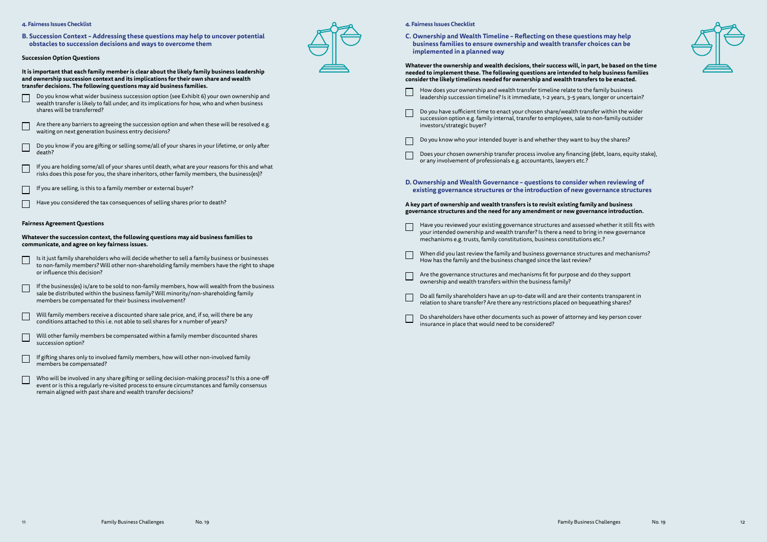## 4. Fairness Issues Checklist

### B. Succession Context – Addressing these questions may help to uncover potential obstacles to succession decisions and ways to overcome them

#### Succession Option Questions

**It is important that each family member is clear about the likely family business leadership and ownership succession context and its implications for their own share and wealth transfer decisions. The following questions may aid business families.**

- [ ] Do you know what wider business succession option (see Exhibit 6) your own ownership and wealth transfer is likely to fall under, and its implications for how, who and when business shares will be transferred?
- [ ] Are there any barriers to agreeing the succession option and when these will be resolved e.g. waiting on next generation business entry decisions?
- [ ] Do you know if you are gifting or selling some/all of your shares in your lifetime, or only after death?
- [ ] If you are holding some/all of your shares until death, what are your reasons for this and what risks does this pose for you, the share inheritors, other family members, the business(es)?
- [ ] If you are selling, is this to a family member or external buyer?
- [ ] Have you considered the tax consequences of selling shares prior to death?

#### Fairness Agreement Questions

**Whatever the succession context, the following questions may aid business families to communicate, and agree on key fairness issues.**

- [ ] Is it just family shareholders who will decide whether to sell a family business or businesses to non-family members? Will other non-shareholding family members have the right to shape or influence this decision?
- [ ] If the business(es) is/are to be sold to non-family members, how will wealth from the business sale be distributed within the business family? Will minority/non-shareholding family members be compensated for their business involvement?
- [ ] Will family members receive a discounted share sale price, and, if so, will there be any conditions attached to this i.e. not able to sell shares for x number of years?
- [ ] Will other family members be compensated within a family member discounted shares succession option?
- [ ] If gifting shares only to involved family members, how will other non-involved family members be compensated?
- [ ] Who will be involved in any share gifting or selling decision-making process? Is this a one-off event or is this a regularly re-visited process to ensure circumstances and family consensus remain aligned with past share and wealth transfer decisions?

## 4. Fairness Issues Checklist

### C. Ownership and Wealth Timeline – Reflecting on these questions may help business families to ensure ownership and wealth transfer choices can be implemented in a planned way

**Whatever the ownership and wealth decisions, their success will, in part, be based on the time needed to implement these. The following questions are intended to help business families consider the likely timelines needed for ownership and wealth transfers to be enacted.**

- [ ] How does your ownership and wealth transfer timeline relate to the family business leadership succession timeline? Is it immediate, 1-2 years, 3-5 years, longer or uncertain?
- [ ] Do you have sufficient time to enact your chosen share/wealth transfer within the wider succession option e.g. family internal, transfer to employees, sale to non-family outsider investors/strategic buyer?
- [ ] Do you know who your intended buyer is and whether they want to buy the shares?
- [ ] Does your chosen ownership transfer process involve any financing (debt, loans, equity stake), or any involvement of professionals e.g. accountants, lawyers etc.?

### D. Ownership and Wealth Governance – questions to consider when reviewing of existing governance structures or the introduction of new governance structures

**A key part of ownership and wealth transfers is to revisit existing family and business governance structures and the need for any amendment or new governance introduction.**

- [ ] Have you reviewed your existing governance structures and assessed whether it still fits with your intended ownership and wealth transfer? Is there a need to bring in new governance mechanisms e.g. trusts, family constitutions, business constitutions etc.?
- [ ] When did you last review the family and business governance structures and mechanisms? How has the family and the business changed since the last review?
- [ ] Are the governance structures and mechanisms fit for purpose and do they support ownership and wealth transfers within the business family?
- [ ] Do all family shareholders have an up-to-date will and are their contents transparent in relation to share transfer? Are there any restrictions placed on bequeathing shares?
- [ ] Do shareholders have other documents such as power of attorney and key person cover insurance in place that would need to be considered?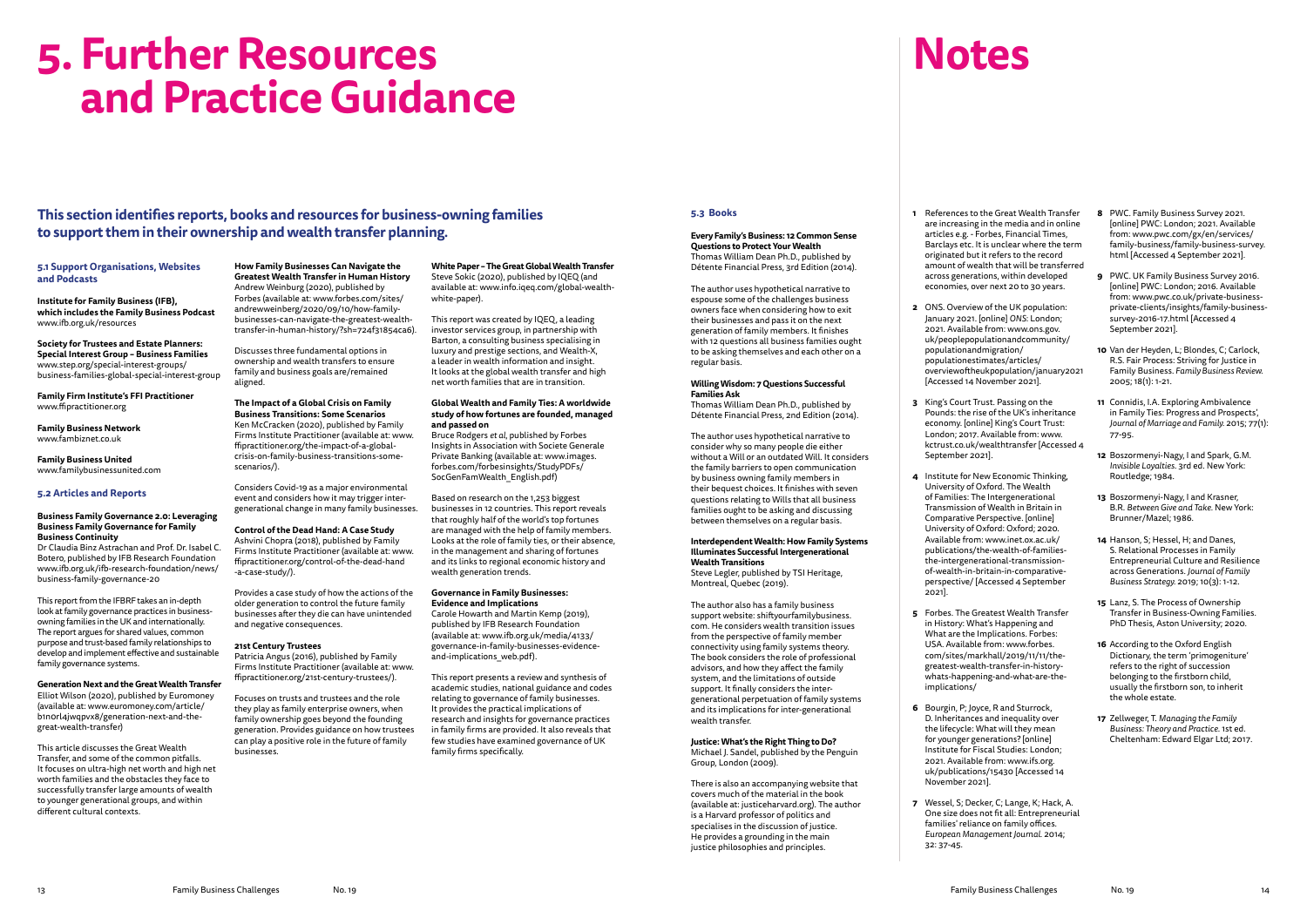# 5. Further Resources and Practice Guidance

**This section identifies reports, books and resources for business-owning families to support them in their ownership and wealth transfer planning.**

### 5.1 Support Organisations, Websites and Podcasts

**Institute for Family Business (IFB), which includes the Family Business Podcast**
www.ifb.org.uk/resources

**Society for Trustees and Estate Planners: Special Interest Group – Business Families**
www.step.org/special-interest-groups/business-families-global-special-interest-group

**Family Firm Institute's FFI Practitioner**
www.ffipractitioner.org

**Family Business Network**
www.fambiznet.co.uk

**Family Business United**
www.familybusinessunited.com

### 5.2 Articles and Reports

**Business Family Governance 2.0: Leveraging Business Family Governance for Family Business Continuity**
Dr Claudia Binz Astrachan and Prof. Dr. Isabel C. Botero, published by IFB Research Foundation www.ifb.org.uk/ifb-research-foundation/news/business-family-governance-20

This report from the IFBRF takes an in-depth look at family governance practices in business-owning families in the UK and internationally. The report argues for shared values, common purpose and trust-based family relationships to develop and implement effective and sustainable family governance systems.

**Generation Next and the Great Wealth Transfer**
Elliot Wilson (2020), published by Euromoney (available at: www.euromoney.com/article/b1nor14jwqpvx8/generation-next-and-the-great-wealth-transfer)

This article discusses the Great Wealth Transfer, and some of the common pitfalls. It focuses on ultra-high net worth and high net worth families and the obstacles they face to successfully transfer large amounts of wealth to younger generational groups, and within different cultural contexts.

**How Family Businesses Can Navigate the Greatest Wealth Transfer in Human History**
Andrew Weinburg (2020), published by Forbes (available at: www.forbes.com/sites/andrewweinberg/2020/09/10/how-family-businesses-can-navigate-the-greatest-wealth-transfer-in-human-history/?sh=724f31854ca6).

Discusses three fundamental options in ownership and wealth transfers to ensure family and business goals are/remained aligned.

**The Impact of a Global Crisis on Family Business Transitions: Some Scenarios**
Ken McCracken (2020), published by Family Firms Institute Practitioner (available at: www.ffipractitioner.org/the-impact-of-a-global-crisis-on-family-business-transitions-some-scenarios/).

Considers Covid-19 as a major environmental event and considers how it may trigger inter-generational change in many family businesses.

**Control of the Dead Hand: A Case Study**
Ashvini Chopra (2018), published by Family Firms Institute Practitioner (available at: www.ffipractitioner.org/control-of-the-dead-hand-a-case-study/).

Provides a case study of how the actions of the older generation to control the future family businesses after they die can have unintended and negative consequences.

**21st Century Trustees**
Patricia Angus (2016), published by Family Firms Institute Practitioner (available at: www.ffipractitioner.org/21st-century-trustees/).

Focuses on trusts and trustees and the role they play as family enterprise owners, when family ownership goes beyond the founding generation. Provides guidance on how trustees can play a positive role in the future of family businesses.

**White Paper – The Great Global Wealth Transfer**
Steve Sokic (2020), published by IQEQ (and available at: www.info.iqeq.com/global-wealth-white-paper).

This report was created by IQEQ, a leading investor services group, in partnership with Barton, a consulting business specialising in luxury and prestige sections, and Wealth-X, a leader in wealth information and insight. It looks at the global wealth transfer and high net worth families that are in transition.

**Global Wealth and Family Ties: A worldwide study of how fortunes are founded, managed and passed on**
Bruce Rodgers *et al*, published by Forbes Insights in Association with Societe Generale Private Banking (available at: www.images.forbes.com/forbesinsights/StudyPDFs/SocGenFamWealth_English.pdf)

Based on research on the 1,253 biggest businesses in 12 countries. This report reveals that roughly half of the world's top fortunes are managed with the help of family members. Looks at the role of family ties, or their absence, in the management and sharing of fortunes and its links to regional economic history and wealth generation trends.

**Governance in Family Businesses: Evidence and Implications**
Carole Howarth and Martin Kemp (2019), published by IFB Research Foundation (available at: www.ifb.org.uk/media/4133/governance-in-family-businesses-evidence-and-implications_web.pdf).

This report presents a review and synthesis of academic studies, national guidance and codes relating to governance of family businesses. It provides the practical implications of research and insights for governance practices in family firms are provided. It also reveals that few studies have examined governance of UK family firms specifically.

### 5.3 Books

**Every Family's Business: 12 Common Sense Questions to Protect Your Wealth**
Thomas William Dean Ph.D., published by Détente Financial Press, 3rd Edition (2014).

The author uses hypothetical narrative to espouse some of the challenges business owners face when considering how to exit their businesses and pass it on the next generation of family members. It finishes with 12 questions all business families ought to be asking themselves and each other on a regular basis.

**Willing Wisdom: 7 Questions Successful Families Ask**
Thomas William Dean Ph.D., published by Détente Financial Press, 2nd Edition (2014).

The author uses hypothetical narrative to consider why so many people die either without a Will or an outdated Will. It considers the family barriers to open communication by business owning family members in their bequest choices. It finishes with seven questions relating to Wills that all business families ought to be asking and discussing between themselves on a regular basis.

**Interdependent Wealth: How Family Systems Illuminates Successful Intergenerational Wealth Transitions**
Steve Legler, published by TSI Heritage, Montreal, Quebec (2019).

The author also has a family business support website: shiftyourfamilybusiness.com. He considers wealth transition issues from the perspective of family member connectivity using family systems theory. The book considers the role of professional advisors, and how they affect the family system, and the limitations of outside support. It finally considers the inter-generational perpetuation of family systems and its implications for inter-generational wealth transfer.

**Justice: What's the Right Thing to Do?**
Michael J. Sandel, published by the Penguin Group, London (2009).

There is also an accompanying website that covers much of the material in the book (available at: justiceharvard.org). The author is a Harvard professor of politics and specialises in the discussion of justice. He provides a grounding in the main justice philosophies and principles.

# Notes

1. References to the Great Wealth Transfer are increasing in the media and in online articles e.g. - Forbes, Financial Times, Barclays etc. It is unclear where the term originated but it refers to the record amount of wealth that will be transferred across generations, within developed economies, over next 20 to 30 years.
2. ONS. Overview of the UK population: January 2021. [online] *ONS*: London; 2021. Available from: www.ons.gov.uk/peoplepopulationandcommunity/populationandmigration/populationestimates/articles/overviewoftheukpopulation/january2021 [Accessed 14 November 2021].
3. King's Court Trust. Passing on the Pounds: the rise of the UK's inheritance economy. [online] King's Court Trust: London; 2017. Available from: www.kctrust.co.uk/wealthtransfer [Accessed 4 September 2021].
4. Institute for New Economic Thinking, University of Oxford. The Wealth of Families: The Intergenerational Transmission of Wealth in Britain in Comparative Perspective. [online] University of Oxford: Oxford; 2020. Available from: www.inet.ox.ac.uk/publications/the-wealth-of-families-the-intergenerational-transmission-of-wealth-in-britain-in-comparative-perspective/ [Accessed 4 September 2021].
5. Forbes. The Greatest Wealth Transfer in History: What's Happening and What are the Implications. Forbes: USA. Available from: www.forbes.com/sites/markhall/2019/11/11/the-greatest-wealth-transfer-in-history-whats-happening-and-what-are-the-implications/
6. Bourgin, P; Joyce, R and Sturrock, D. Inheritances and inequality over the lifecycle: What will they mean for younger generations? [online] Institute for Fiscal Studies: London; 2021. Available from: www.ifs.org.uk/publications/15430 [Accessed 14 November 2021].
7. Wessel, S; Decker, C; Lange, K; Hack, A. One size does not fit all: Entrepreneurial families' reliance on family offices. *European Management Journal.* 2014; 32: 37-45.
8. PWC. Family Business Survey 2021. [online] PWC: London; 2021. Available from: www.pwc.com/gx/en/services/family-business/family-business-survey.html [Accessed 4 September 2021].
9. PWC. UK Family Business Survey 2016. [online] PWC: London; 2016. Available from: www.pwc.co.uk/private-business-private-clients/insights/family-business-survey-2016-17.html [Accessed 4 September 2021].
10. Van der Heyden, L; Blondes, C; Carlock, R.S. Fair Process: Striving for Justice in Family Business. *Family Business Review.* 2005; 18(1): 1-21.
11. Connidis, I.A. Exploring Ambivalence in Family Ties: Progress and Prospects', *Journal of Marriage and Family.* 2015; 77(1): 77-95.
12. Boszormenyi-Nagy, I and Spark, G.M. *Invisible Loyalties.* 3rd ed. New York: Routledge; 1984.
13. Boszormenyi-Nagy, I and Krasner, B.R. *Between Give and Take.* New York: Brunner/Mazel; 1986.
14. Hanson, S; Hessel, H; and Danes, S. Relational Processes in Family Entrepreneurial Culture and Resilience across Generations. *Journal of Family Business Strategy.* 2019; 10(3): 1-12.
15. Lanz, S. The Process of Ownership Transfer in Business-Owning Families. PhD Thesis, Aston University; 2020.
16. According to the Oxford English Dictionary, the term 'primogeniture' refers to the right of succession belonging to the firstborn child, usually the firstborn son, to inherit the whole estate.
17. Zellweger, T. *Managing the Family Business: Theory and Practice.* 1st ed. Cheltenham: Edward Elgar Ltd; 2017.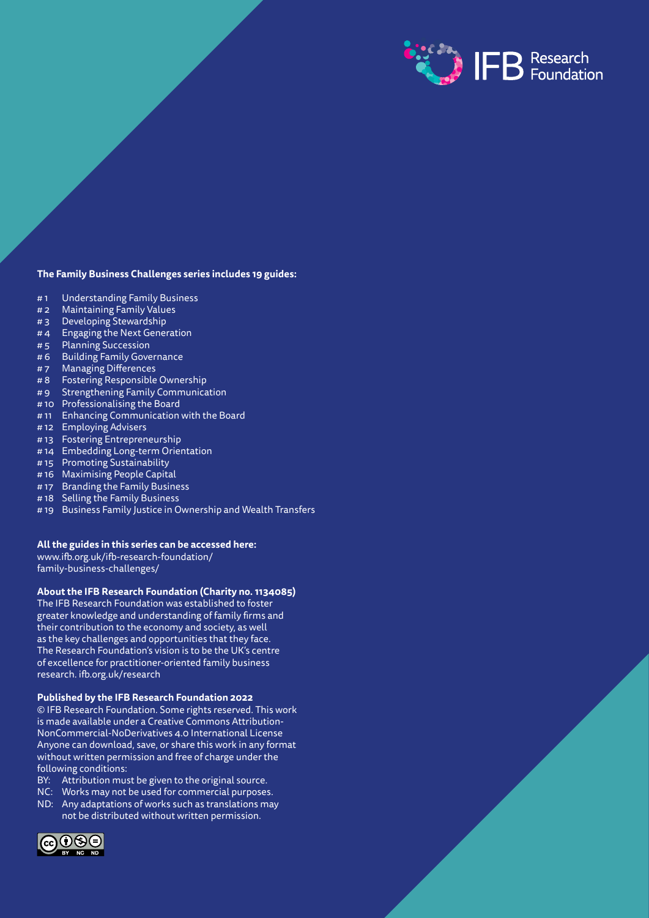**The Family Business Challenges series includes 19 guides:**

- #1 Understanding Family Business
- #2 Maintaining Family Values
- #3 Developing Stewardship
- #4 Engaging the Next Generation
- #5 Planning Succession
- #6 Building Family Governance
- #7 Managing Differences
- #8 Fostering Responsible Ownership
- #9 Strengthening Family Communication
- #10 Professionalising the Board
- #11 Enhancing Communication with the Board
- #12 Employing Advisers
- #13 Fostering Entrepreneurship
- #14 Embedding Long-term Orientation
- #15 Promoting Sustainability
- #16 Maximising People Capital
- #17 Branding the Family Business
- #18 Selling the Family Business
- #19 Business Family Justice in Ownership and Wealth Transfers

**All the guides in this series can be accessed here:**
www.ifb.org.uk/ifb-research-foundation/family-business-challenges/

**About the IFB Research Foundation (Charity no. 1134085)**
The IFB Research Foundation was established to foster greater knowledge and understanding of family firms and their contribution to the economy and society, as well as the key challenges and opportunities that they face. The Research Foundation's vision is to be the UK's centre of excellence for practitioner-oriented family business research. ifb.org.uk/research

**Published by the IFB Research Foundation 2022**
© IFB Research Foundation. Some rights reserved. This work is made available under a Creative Commons Attribution-NonCommercial-NoDerivatives 4.0 International License Anyone can download, save, or share this work in any format without written permission and free of charge under the following conditions:

BY: Attribution must be given to the original source.
NC: Works may not be used for commercial purposes.
ND: Any adaptations of works such as translations may not be distributed without written permission.